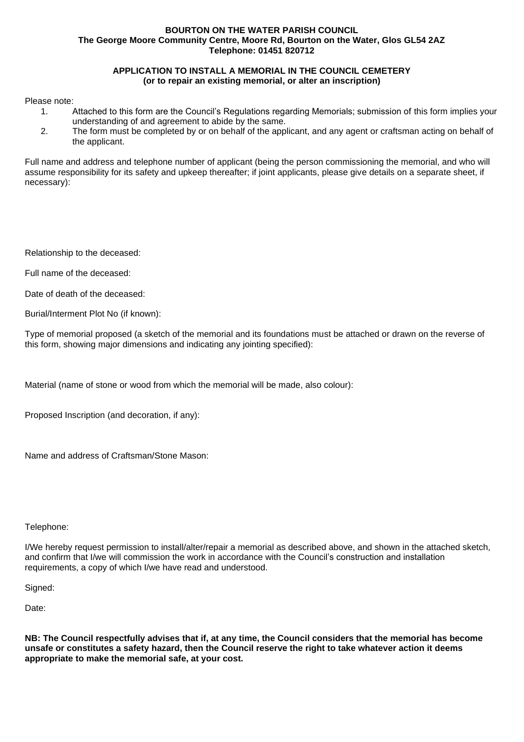**BOURTON ON THE WATER PARISH COUNCIL**
**The George Moore Community Centre, Moore Rd, Bourton on the Water, Glos GL54 2AZ**
**Telephone: 01451 820712**

**APPLICATION TO INSTALL A MEMORIAL IN THE COUNCIL CEMETERY**
**(or to repair an existing memorial, or alter an inscription)**

Please note:

1. Attached to this form are the Council's Regulations regarding Memorials; submission of this form implies your understanding of and agreement to abide by the same.
2. The form must be completed by or on behalf of the applicant, and any agent or craftsman acting on behalf of the applicant.

Full name and address and telephone number of applicant (being the person commissioning the memorial, and who will assume responsibility for its safety and upkeep thereafter; if joint applicants, please give details on a separate sheet, if necessary):

Relationship to the deceased:

Full name of the deceased:

Date of death of the deceased:

Burial/Interment Plot No (if known):

Type of memorial proposed (a sketch of the memorial and its foundations must be attached or drawn on the reverse of this form, showing major dimensions and indicating any jointing specified):

Material (name of stone or wood from which the memorial will be made, also colour):

Proposed Inscription (and decoration, if any):

Name and address of Craftsman/Stone Mason:

Telephone:

I/We hereby request permission to install/alter/repair a memorial as described above, and shown in the attached sketch, and confirm that I/we will commission the work in accordance with the Council's construction and installation requirements, a copy of which I/we have read and understood.

Signed:

Date:

**NB: The Council respectfully advises that if, at any time, the Council considers that the memorial has become unsafe or constitutes a safety hazard, then the Council reserve the right to take whatever action it deems appropriate to make the memorial safe, at your cost.**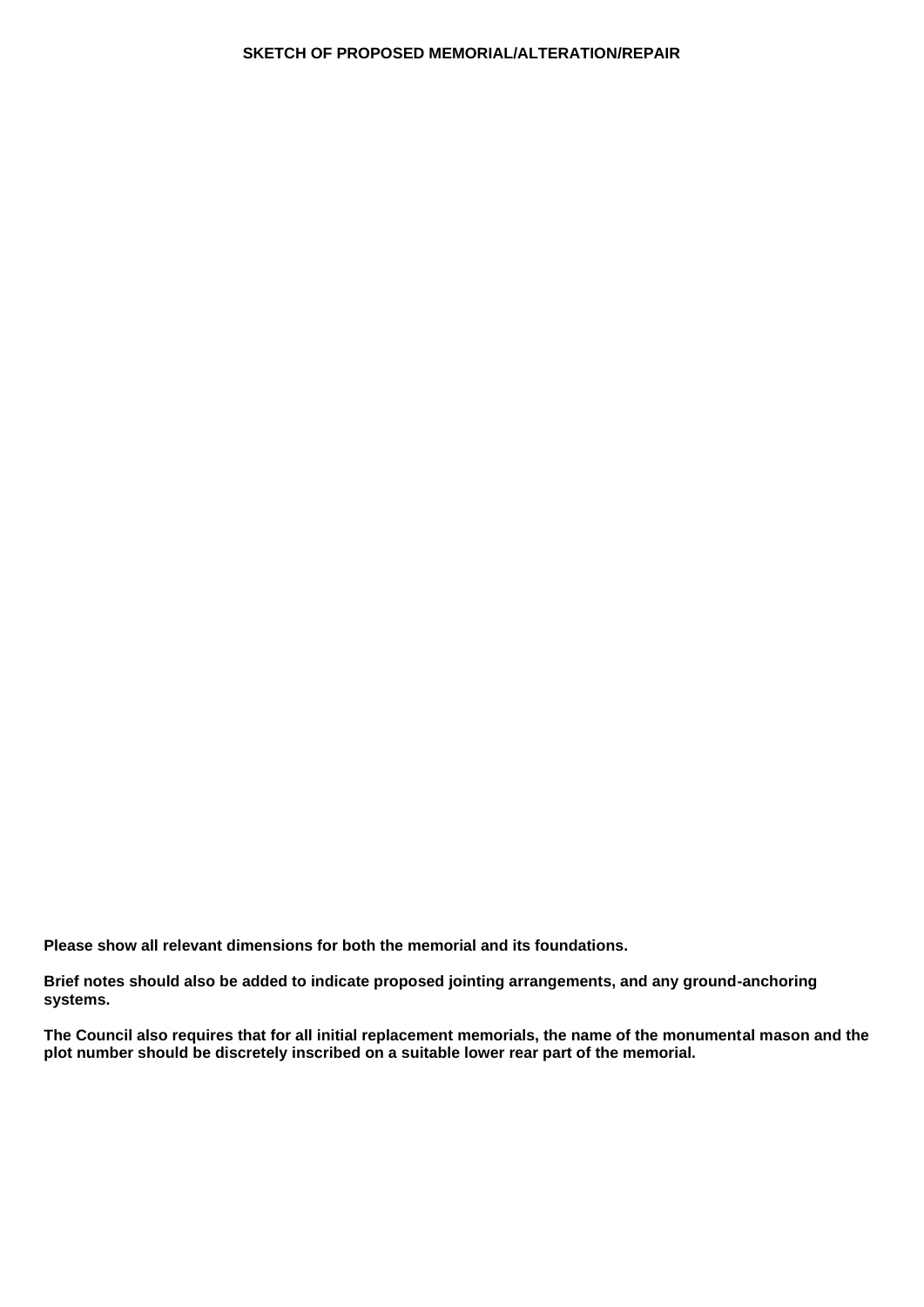**SKETCH OF PROPOSED MEMORIAL/ALTERATION/REPAIR**

**Please show all relevant dimensions for both the memorial and its foundations.**

**Brief notes should also be added to indicate proposed jointing arrangements, and any ground-anchoring systems.**

**The Council also requires that for all initial replacement memorials, the name of the monumental mason and the plot number should be discretely inscribed on a suitable lower rear part of the memorial.**